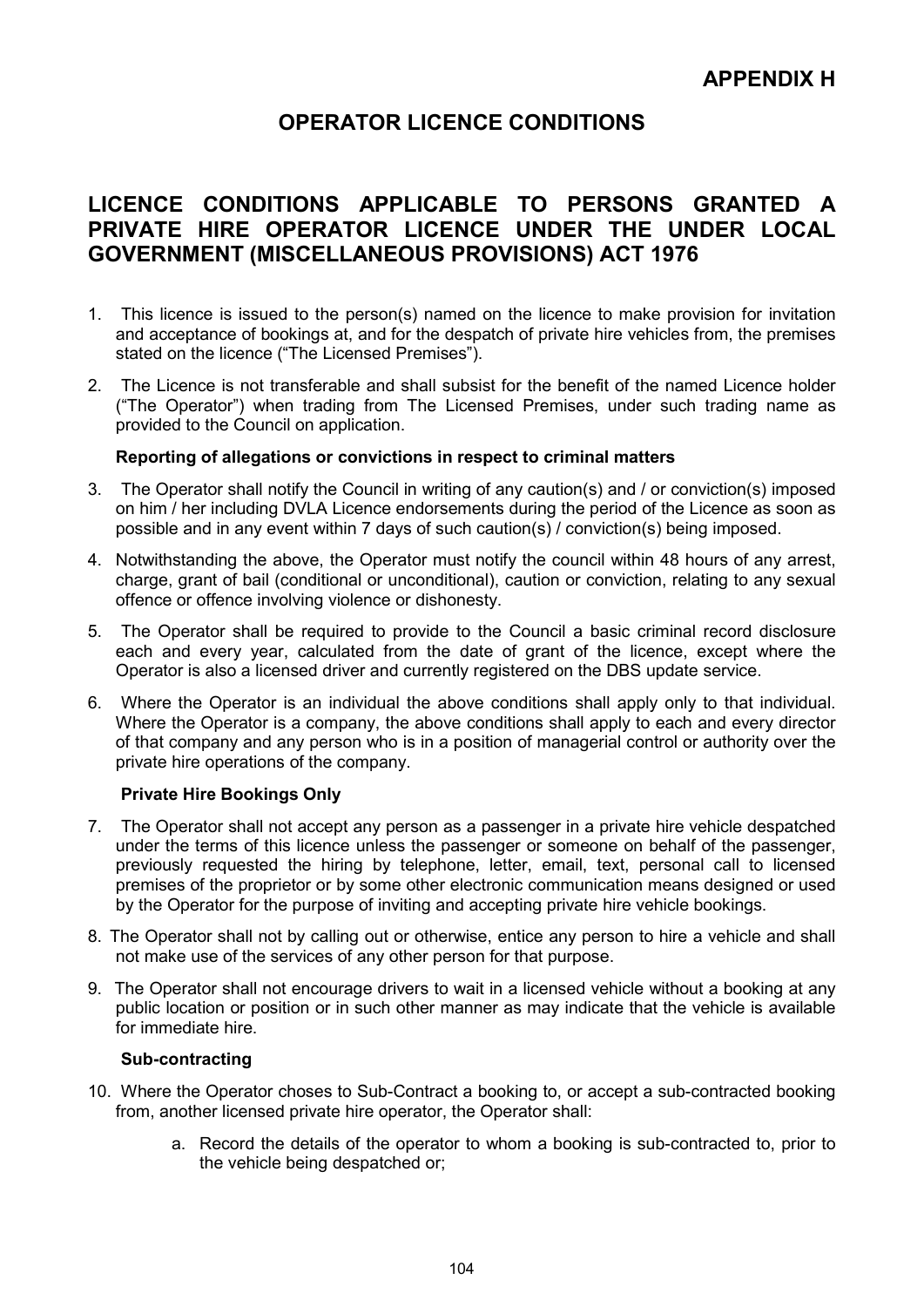# APPENDIX H

## OPERATOR LICENCE CONDITIONS

## LICENCE CONDITIONS APPLICABLE TO PERSONS GRANTED A PRIVATE HIRE OPERATOR LICENCE UNDER THE UNDER LOCAL GOVERNMENT (MISCELLANEOUS PROVISIONS) ACT 1976

1. This licence is issued to the person(s) named on the licence to make provision for invitation and acceptance of bookings at, and for the despatch of private hire vehicles from, the premises stated on the licence ("The Licensed Premises").

2. The Licence is not transferable and shall subsist for the benefit of the named Licence holder ("The Operator") when trading from The Licensed Premises, under such trading name as provided to the Council on application.

**Reporting of allegations or convictions in respect to criminal matters**

3. The Operator shall notify the Council in writing of any caution(s) and / or conviction(s) imposed on him / her including DVLA Licence endorsements during the period of the Licence as soon as possible and in any event within 7 days of such caution(s) / conviction(s) being imposed.

4. Notwithstanding the above, the Operator must notify the council within 48 hours of any arrest, charge, grant of bail (conditional or unconditional), caution or conviction, relating to any sexual offence or offence involving violence or dishonesty.

5. The Operator shall be required to provide to the Council a basic criminal record disclosure each and every year, calculated from the date of grant of the licence, except where the Operator is also a licensed driver and currently registered on the DBS update service.

6. Where the Operator is an individual the above conditions shall apply only to that individual. Where the Operator is a company, the above conditions shall apply to each and every director of that company and any person who is in a position of managerial control or authority over the private hire operations of the company.

**Private Hire Bookings Only**

7. The Operator shall not accept any person as a passenger in a private hire vehicle despatched under the terms of this licence unless the passenger or someone on behalf of the passenger, previously requested the hiring by telephone, letter, email, text, personal call to licensed premises of the proprietor or by some other electronic communication means designed or used by the Operator for the purpose of inviting and accepting private hire vehicle bookings.

8. The Operator shall not by calling out or otherwise, entice any person to hire a vehicle and shall not make use of the services of any other person for that purpose.

9. The Operator shall not encourage drivers to wait in a licensed vehicle without a booking at any public location or position or in such other manner as may indicate that the vehicle is available for immediate hire.

**Sub-contracting**

10. Where the Operator choses to Sub-Contract a booking to, or accept a sub-contracted booking from, another licensed private hire operator, the Operator shall:

    a. Record the details of the operator to whom a booking is sub-contracted to, prior to the vehicle being despatched or;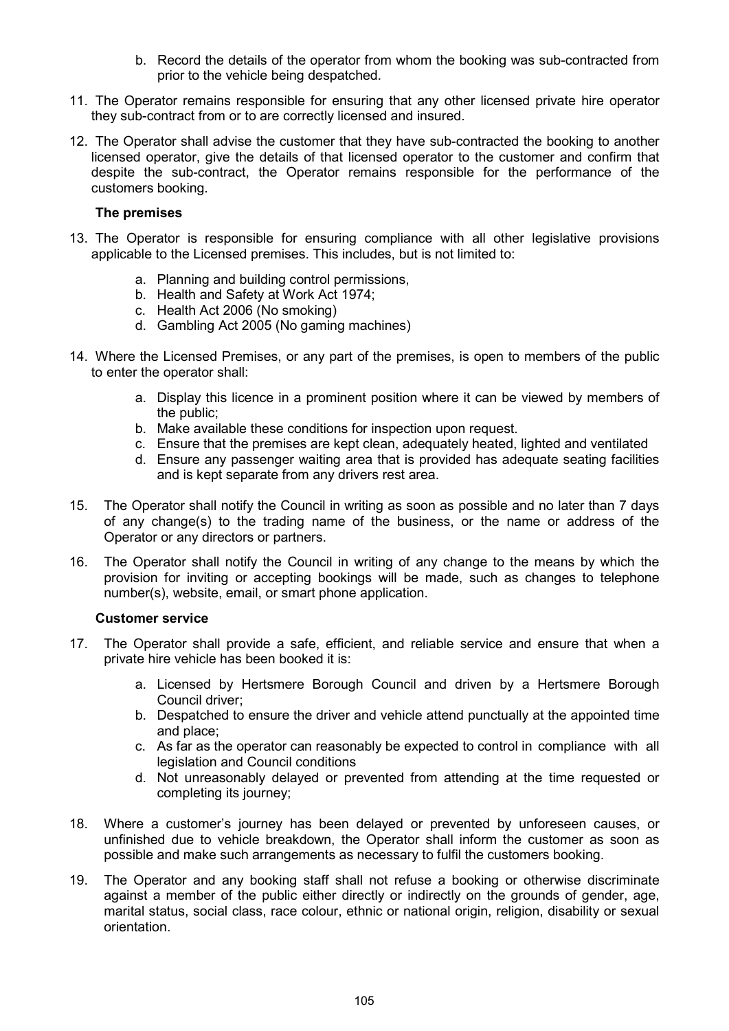b. Record the details of the operator from whom the booking was sub-contracted from prior to the vehicle being despatched.

11. The Operator remains responsible for ensuring that any other licensed private hire operator they sub-contract from or to are correctly licensed and insured.

12. The Operator shall advise the customer that they have sub-contracted the booking to another licensed operator, give the details of that licensed operator to the customer and confirm that despite the sub-contract, the Operator remains responsible for the performance of the customers booking.

### The premises

13. The Operator is responsible for ensuring compliance with all other legislative provisions applicable to the Licensed premises. This includes, but is not limited to:

    a. Planning and building control permissions,
    b. Health and Safety at Work Act 1974;
    c. Health Act 2006 (No smoking)
    d. Gambling Act 2005 (No gaming machines)

14. Where the Licensed Premises, or any part of the premises, is open to members of the public to enter the operator shall:

    a. Display this licence in a prominent position where it can be viewed by members of the public;
    b. Make available these conditions for inspection upon request.
    c. Ensure that the premises are kept clean, adequately heated, lighted and ventilated
    d. Ensure any passenger waiting area that is provided has adequate seating facilities and is kept separate from any drivers rest area.

15. The Operator shall notify the Council in writing as soon as possible and no later than 7 days of any change(s) to the trading name of the business, or the name or address of the Operator or any directors or partners.

16. The Operator shall notify the Council in writing of any change to the means by which the provision for inviting or accepting bookings will be made, such as changes to telephone number(s), website, email, or smart phone application.

### Customer service

17. The Operator shall provide a safe, efficient, and reliable service and ensure that when a private hire vehicle has been booked it is:

    a. Licensed by Hertsmere Borough Council and driven by a Hertsmere Borough Council driver;
    b. Despatched to ensure the driver and vehicle attend punctually at the appointed time and place;
    c. As far as the operator can reasonably be expected to control in compliance with all legislation and Council conditions
    d. Not unreasonably delayed or prevented from attending at the time requested or completing its journey;

18. Where a customer's journey has been delayed or prevented by unforeseen causes, or unfinished due to vehicle breakdown, the Operator shall inform the customer as soon as possible and make such arrangements as necessary to fulfil the customers booking.

19. The Operator and any booking staff shall not refuse a booking or otherwise discriminate against a member of the public either directly or indirectly on the grounds of gender, age, marital status, social class, race colour, ethnic or national origin, religion, disability or sexual orientation.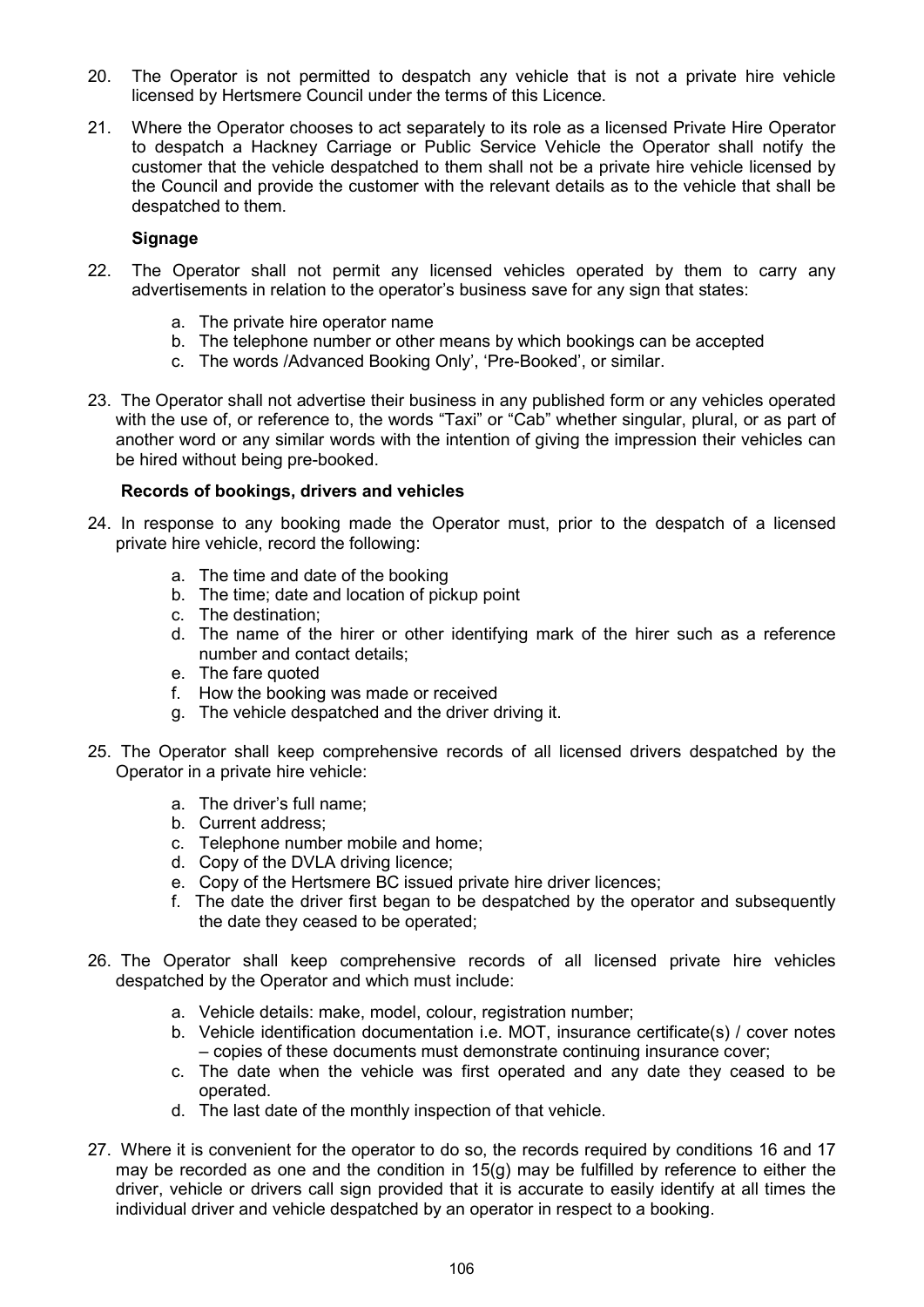20. The Operator is not permitted to despatch any vehicle that is not a private hire vehicle licensed by Hertsmere Council under the terms of this Licence.

21. Where the Operator chooses to act separately to its role as a licensed Private Hire Operator to despatch a Hackney Carriage or Public Service Vehicle the Operator shall notify the customer that the vehicle despatched to them shall not be a private hire vehicle licensed by the Council and provide the customer with the relevant details as to the vehicle that shall be despatched to them.

**Signage**

22. The Operator shall not permit any licensed vehicles operated by them to carry any advertisements in relation to the operator's business save for any sign that states:

    a. The private hire operator name
    b. The telephone number or other means by which bookings can be accepted
    c. The words /Advanced Booking Only', 'Pre-Booked', or similar.

23. The Operator shall not advertise their business in any published form or any vehicles operated with the use of, or reference to, the words "Taxi" or "Cab" whether singular, plural, or as part of another word or any similar words with the intention of giving the impression their vehicles can be hired without being pre-booked.

**Records of bookings, drivers and vehicles**

24. In response to any booking made the Operator must, prior to the despatch of a licensed private hire vehicle, record the following:

    a. The time and date of the booking
    b. The time; date and location of pickup point
    c. The destination;
    d. The name of the hirer or other identifying mark of the hirer such as a reference number and contact details;
    e. The fare quoted
    f. How the booking was made or received
    g. The vehicle despatched and the driver driving it.

25. The Operator shall keep comprehensive records of all licensed drivers despatched by the Operator in a private hire vehicle:

    a. The driver's full name;
    b. Current address;
    c. Telephone number mobile and home;
    d. Copy of the DVLA driving licence;
    e. Copy of the Hertsmere BC issued private hire driver licences;
    f. The date the driver first began to be despatched by the operator and subsequently the date they ceased to be operated;

26. The Operator shall keep comprehensive records of all licensed private hire vehicles despatched by the Operator and which must include:

    a. Vehicle details: make, model, colour, registration number;
    b. Vehicle identification documentation i.e. MOT, insurance certificate(s) / cover notes – copies of these documents must demonstrate continuing insurance cover;
    c. The date when the vehicle was first operated and any date they ceased to be operated.
    d. The last date of the monthly inspection of that vehicle.

27. Where it is convenient for the operator to do so, the records required by conditions 16 and 17 may be recorded as one and the condition in 15(g) may be fulfilled by reference to either the driver, vehicle or drivers call sign provided that it is accurate to easily identify at all times the individual driver and vehicle despatched by an operator in respect to a booking.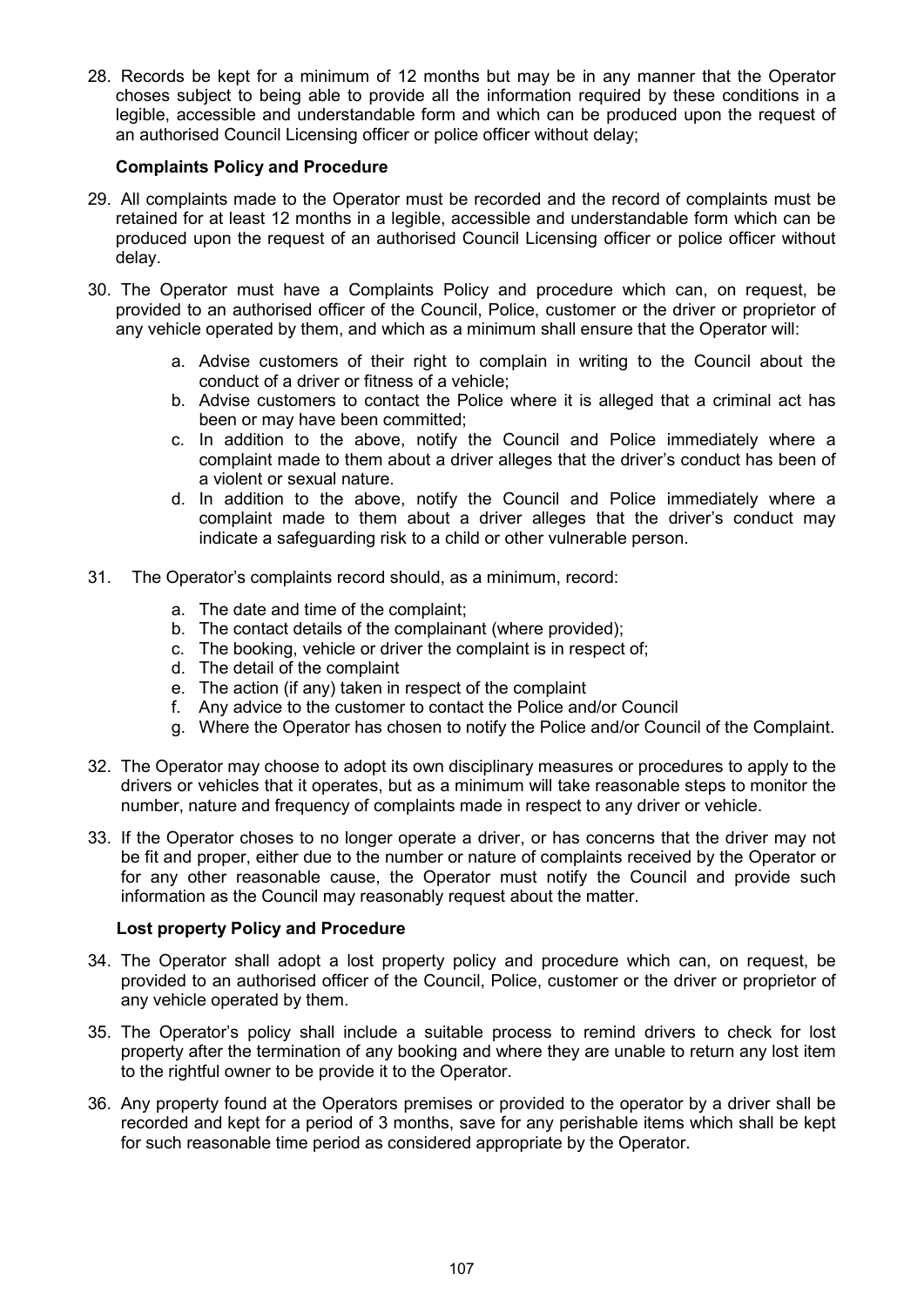28. Records be kept for a minimum of 12 months but may be in any manner that the Operator choses subject to being able to provide all the information required by these conditions in a legible, accessible and understandable form and which can be produced upon the request of an authorised Council Licensing officer or police officer without delay;

**Complaints Policy and Procedure**

29. All complaints made to the Operator must be recorded and the record of complaints must be retained for at least 12 months in a legible, accessible and understandable form which can be produced upon the request of an authorised Council Licensing officer or police officer without delay.

30. The Operator must have a Complaints Policy and procedure which can, on request, be provided to an authorised officer of the Council, Police, customer or the driver or proprietor of any vehicle operated by them, and which as a minimum shall ensure that the Operator will:

    a. Advise customers of their right to complain in writing to the Council about the conduct of a driver or fitness of a vehicle;
    b. Advise customers to contact the Police where it is alleged that a criminal act has been or may have been committed;
    c. In addition to the above, notify the Council and Police immediately where a complaint made to them about a driver alleges that the driver's conduct has been of a violent or sexual nature.
    d. In addition to the above, notify the Council and Police immediately where a complaint made to them about a driver alleges that the driver's conduct may indicate a safeguarding risk to a child or other vulnerable person.

31. The Operator's complaints record should, as a minimum, record:

    a. The date and time of the complaint;
    b. The contact details of the complainant (where provided);
    c. The booking, vehicle or driver the complaint is in respect of;
    d. The detail of the complaint
    e. The action (if any) taken in respect of the complaint
    f. Any advice to the customer to contact the Police and/or Council
    g. Where the Operator has chosen to notify the Police and/or Council of the Complaint.

32. The Operator may choose to adopt its own disciplinary measures or procedures to apply to the drivers or vehicles that it operates, but as a minimum will take reasonable steps to monitor the number, nature and frequency of complaints made in respect to any driver or vehicle.

33. If the Operator choses to no longer operate a driver, or has concerns that the driver may not be fit and proper, either due to the number or nature of complaints received by the Operator or for any other reasonable cause, the Operator must notify the Council and provide such information as the Council may reasonably request about the matter.

**Lost property Policy and Procedure**

34. The Operator shall adopt a lost property policy and procedure which can, on request, be provided to an authorised officer of the Council, Police, customer or the driver or proprietor of any vehicle operated by them.

35. The Operator's policy shall include a suitable process to remind drivers to check for lost property after the termination of any booking and where they are unable to return any lost item to the rightful owner to be provide it to the Operator.

36. Any property found at the Operators premises or provided to the operator by a driver shall be recorded and kept for a period of 3 months, save for any perishable items which shall be kept for such reasonable time period as considered appropriate by the Operator.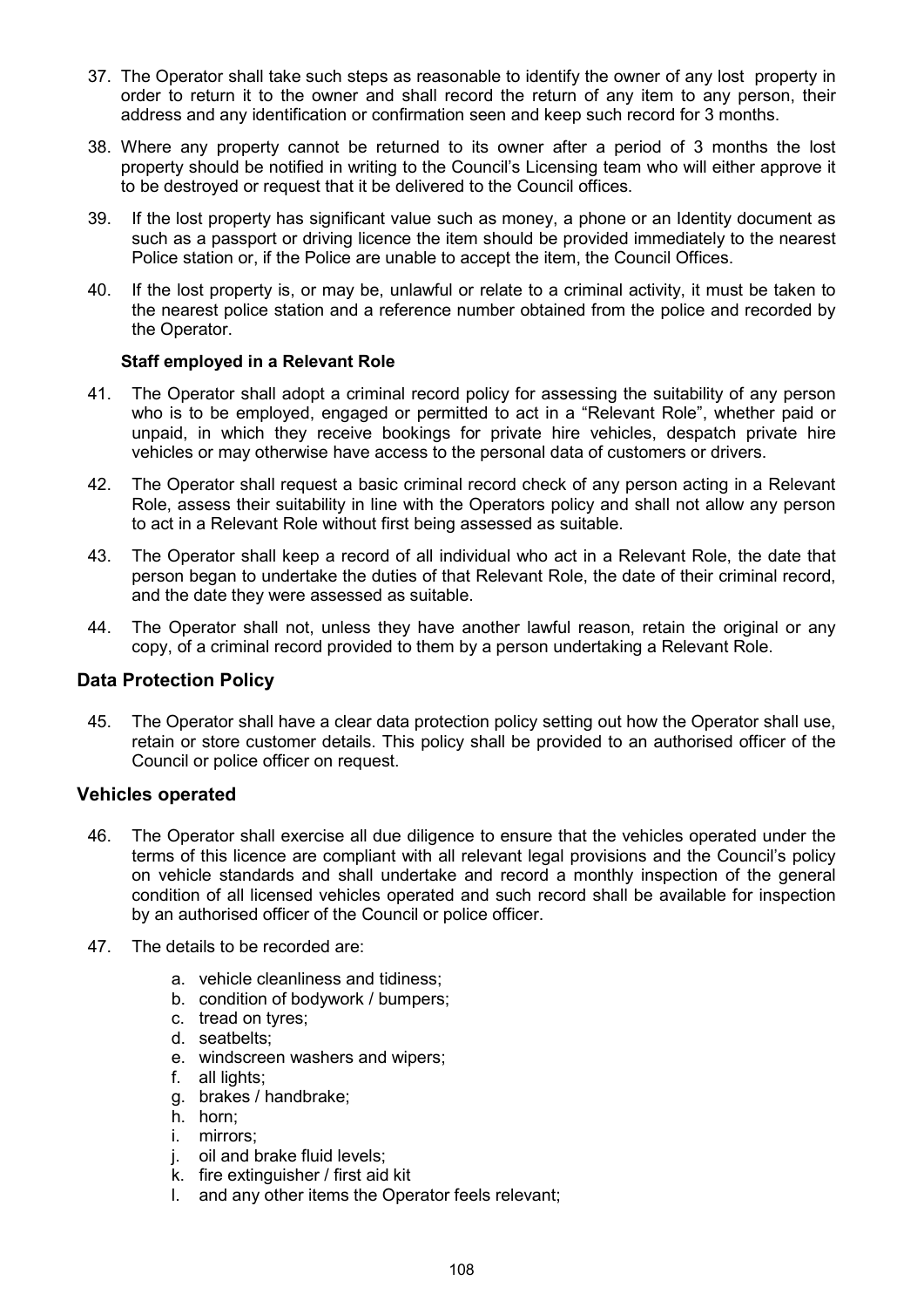37. The Operator shall take such steps as reasonable to identify the owner of any lost property in order to return it to the owner and shall record the return of any item to any person, their address and any identification or confirmation seen and keep such record for 3 months.

38. Where any property cannot be returned to its owner after a period of 3 months the lost property should be notified in writing to the Council's Licensing team who will either approve it to be destroyed or request that it be delivered to the Council offices.

39. If the lost property has significant value such as money, a phone or an Identity document as such as a passport or driving licence the item should be provided immediately to the nearest Police station or, if the Police are unable to accept the item, the Council Offices.

40. If the lost property is, or may be, unlawful or relate to a criminal activity, it must be taken to the nearest police station and a reference number obtained from the police and recorded by the Operator.

**Staff employed in a Relevant Role**

41. The Operator shall adopt a criminal record policy for assessing the suitability of any person who is to be employed, engaged or permitted to act in a "Relevant Role", whether paid or unpaid, in which they receive bookings for private hire vehicles, despatch private hire vehicles or may otherwise have access to the personal data of customers or drivers.

42. The Operator shall request a basic criminal record check of any person acting in a Relevant Role, assess their suitability in line with the Operators policy and shall not allow any person to act in a Relevant Role without first being assessed as suitable.

43. The Operator shall keep a record of all individual who act in a Relevant Role, the date that person began to undertake the duties of that Relevant Role, the date of their criminal record, and the date they were assessed as suitable.

44. The Operator shall not, unless they have another lawful reason, retain the original or any copy, of a criminal record provided to them by a person undertaking a Relevant Role.

## Data Protection Policy

45. The Operator shall have a clear data protection policy setting out how the Operator shall use, retain or store customer details. This policy shall be provided to an authorised officer of the Council or police officer on request.

## Vehicles operated

46. The Operator shall exercise all due diligence to ensure that the vehicles operated under the terms of this licence are compliant with all relevant legal provisions and the Council's policy on vehicle standards and shall undertake and record a monthly inspection of the general condition of all licensed vehicles operated and such record shall be available for inspection by an authorised officer of the Council or police officer.

47. The details to be recorded are:

    a. vehicle cleanliness and tidiness;
    b. condition of bodywork / bumpers;
    c. tread on tyres;
    d. seatbelts;
    e. windscreen washers and wipers;
    f. all lights;
    g. brakes / handbrake;
    h. horn;
    i. mirrors;
    j. oil and brake fluid levels;
    k. fire extinguisher / first aid kit
    l. and any other items the Operator feels relevant;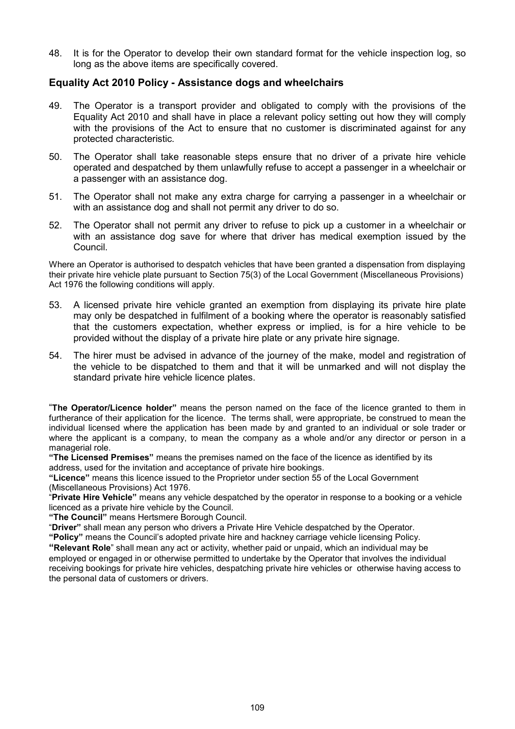48. It is for the Operator to develop their own standard format for the vehicle inspection log, so long as the above items are specifically covered.

## Equality Act 2010 Policy - Assistance dogs and wheelchairs

49. The Operator is a transport provider and obligated to comply with the provisions of the Equality Act 2010 and shall have in place a relevant policy setting out how they will comply with the provisions of the Act to ensure that no customer is discriminated against for any protected characteristic.

50. The Operator shall take reasonable steps ensure that no driver of a private hire vehicle operated and despatched by them unlawfully refuse to accept a passenger in a wheelchair or a passenger with an assistance dog.

51. The Operator shall not make any extra charge for carrying a passenger in a wheelchair or with an assistance dog and shall not permit any driver to do so.

52. The Operator shall not permit any driver to refuse to pick up a customer in a wheelchair or with an assistance dog save for where that driver has medical exemption issued by the Council.

Where an Operator is authorised to despatch vehicles that have been granted a dispensation from displaying their private hire vehicle plate pursuant to Section 75(3) of the Local Government (Miscellaneous Provisions) Act 1976 the following conditions will apply.

53. A licensed private hire vehicle granted an exemption from displaying its private hire plate may only be despatched in fulfilment of a booking where the operator is reasonably satisfied that the customers expectation, whether express or implied, is for a hire vehicle to be provided without the display of a private hire plate or any private hire signage.

54. The hirer must be advised in advance of the journey of the make, model and registration of the vehicle to be dispatched to them and that it will be unmarked and will not display the standard private hire vehicle licence plates.

"**The Operator/Licence holder"** means the person named on the face of the licence granted to them in furtherance of their application for the licence. The terms shall, were appropriate, be construed to mean the individual licensed where the application has been made by and granted to an individual or sole trader or where the applicant is a company, to mean the company as a whole and/or any director or person in a managerial role.

**"The Licensed Premises"** means the premises named on the face of the licence as identified by its address, used for the invitation and acceptance of private hire bookings.

**"Licence"** means this licence issued to the Proprietor under section 55 of the Local Government (Miscellaneous Provisions) Act 1976.

"**Private Hire Vehicle"** means any vehicle despatched by the operator in response to a booking or a vehicle licenced as a private hire vehicle by the Council.

**"The Council"** means Hertsmere Borough Council.

"**Driver"** shall mean any person who drivers a Private Hire Vehicle despatched by the Operator.

**"Policy"** means the Council's adopted private hire and hackney carriage vehicle licensing Policy.

**"Relevant Role**" shall mean any act or activity, whether paid or unpaid, which an individual may be employed or engaged in or otherwise permitted to undertake by the Operator that involves the individual receiving bookings for private hire vehicles, despatching private hire vehicles or otherwise having access to the personal data of customers or drivers.